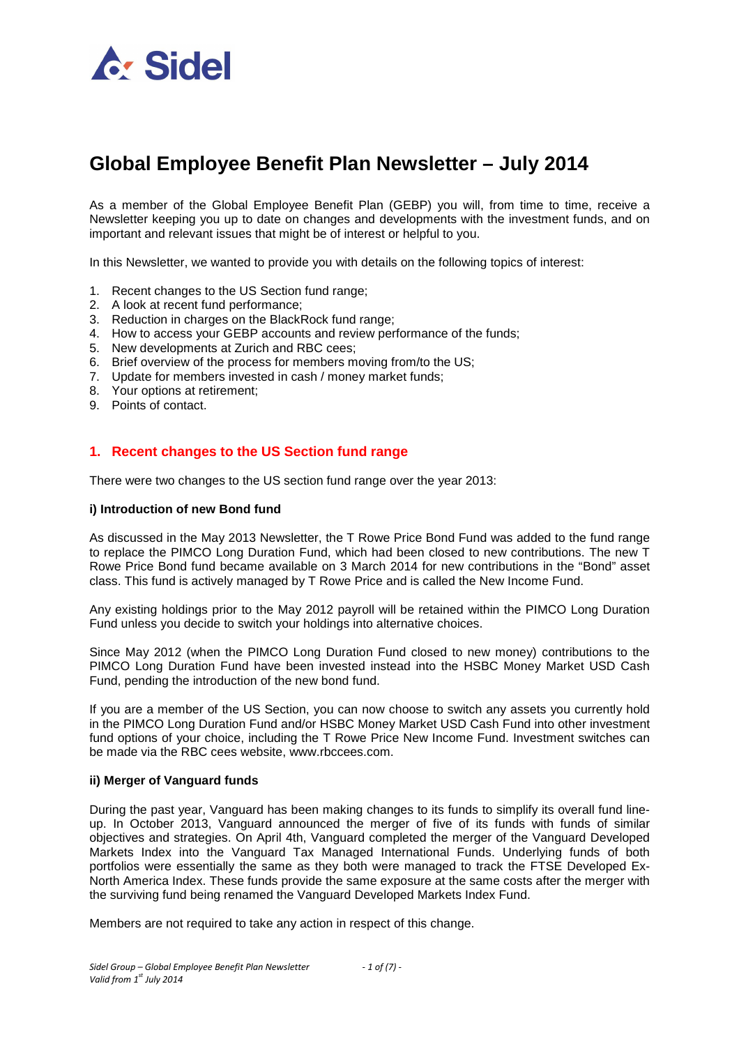# Global Employee Benefit Plan Newsletter – July 2014

As a member of the Global Employee Benefit Plan (GEBP) you will, from time to time, receive a Newsletter keeping you up to date on changes and developments with the investment funds, and on important and relevant issues that might be of interest or helpful to you.

In this Newsletter, we wanted to provide you with details on the following topics of interest:

1. Recent changes to the US Section fund range;
2. A look at recent fund performance;
3. Reduction in charges on the BlackRock fund range;
4. How to access your GEBP accounts and review performance of the funds;
5. New developments at Zurich and RBC cees;
6. Brief overview of the process for members moving from/to the US;
7. Update for members invested in cash / money market funds;
8. Your options at retirement;
9. Points of contact.

## 1. Recent changes to the US Section fund range

There were two changes to the US section fund range over the year 2013:

### i) Introduction of new Bond fund

As discussed in the May 2013 Newsletter, the T Rowe Price Bond Fund was added to the fund range to replace the PIMCO Long Duration Fund, which had been closed to new contributions. The new T Rowe Price Bond fund became available on 3 March 2014 for new contributions in the "Bond" asset class. This fund is actively managed by T Rowe Price and is called the New Income Fund.

Any existing holdings prior to the May 2012 payroll will be retained within the PIMCO Long Duration Fund unless you decide to switch your holdings into alternative choices.

Since May 2012 (when the PIMCO Long Duration Fund closed to new money) contributions to the PIMCO Long Duration Fund have been invested instead into the HSBC Money Market USD Cash Fund, pending the introduction of the new bond fund.

If you are a member of the US Section, you can now choose to switch any assets you currently hold in the PIMCO Long Duration Fund and/or HSBC Money Market USD Cash Fund into other investment fund options of your choice, including the T Rowe Price New Income Fund. Investment switches can be made via the RBC cees website, www.rbccees.com.

### ii) Merger of Vanguard funds

During the past year, Vanguard has been making changes to its funds to simplify its overall fund line-up. In October 2013, Vanguard announced the merger of five of its funds with funds of similar objectives and strategies. On April 4th, Vanguard completed the merger of the Vanguard Developed Markets Index into the Vanguard Tax Managed International Funds. Underlying funds of both portfolios were essentially the same as they both were managed to track the FTSE Developed Ex-North America Index. These funds provide the same exposure at the same costs after the merger with the surviving fund being renamed the Vanguard Developed Markets Index Fund.

Members are not required to take any action in respect of this change.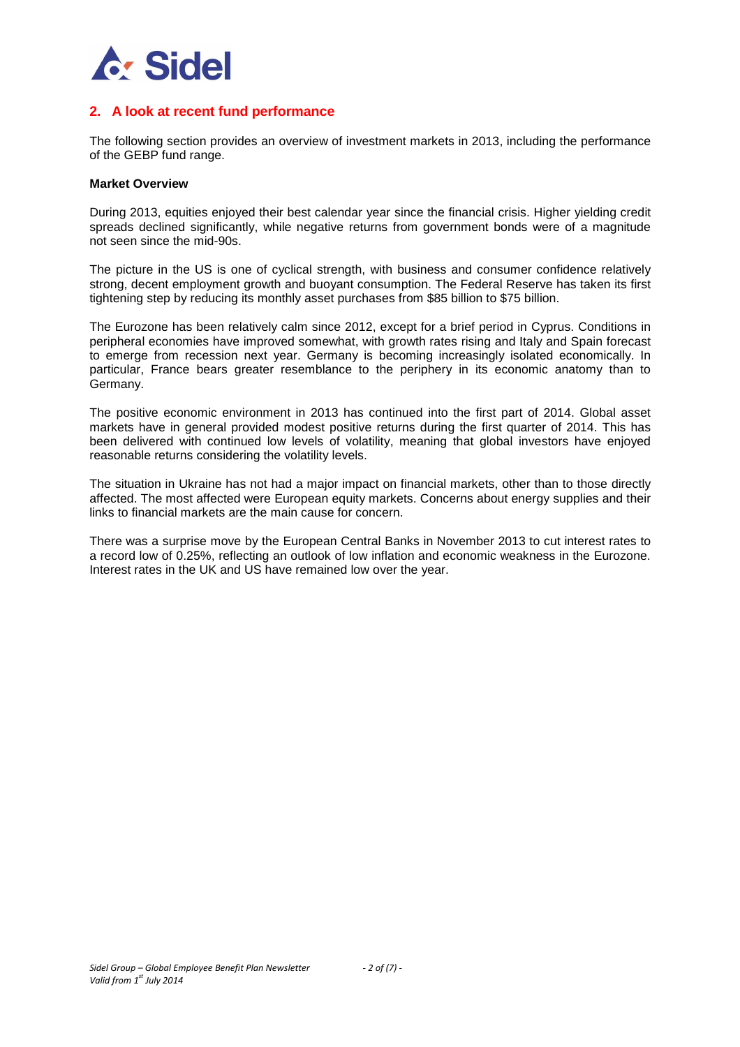## 2. A look at recent fund performance

The following section provides an overview of investment markets in 2013, including the performance of the GEBP fund range.

**Market Overview**

During 2013, equities enjoyed their best calendar year since the financial crisis. Higher yielding credit spreads declined significantly, while negative returns from government bonds were of a magnitude not seen since the mid-90s.

The picture in the US is one of cyclical strength, with business and consumer confidence relatively strong, decent employment growth and buoyant consumption. The Federal Reserve has taken its first tightening step by reducing its monthly asset purchases from $85 billion to $75 billion.

The Eurozone has been relatively calm since 2012, except for a brief period in Cyprus. Conditions in peripheral economies have improved somewhat, with growth rates rising and Italy and Spain forecast to emerge from recession next year. Germany is becoming increasingly isolated economically. In particular, France bears greater resemblance to the periphery in its economic anatomy than to Germany.

The positive economic environment in 2013 has continued into the first part of 2014. Global asset markets have in general provided modest positive returns during the first quarter of 2014. This has been delivered with continued low levels of volatility, meaning that global investors have enjoyed reasonable returns considering the volatility levels.

The situation in Ukraine has not had a major impact on financial markets, other than to those directly affected. The most affected were European equity markets. Concerns about energy supplies and their links to financial markets are the main cause for concern.

There was a surprise move by the European Central Banks in November 2013 to cut interest rates to a record low of 0.25%, reflecting an outlook of low inflation and economic weakness in the Eurozone. Interest rates in the UK and US have remained low over the year.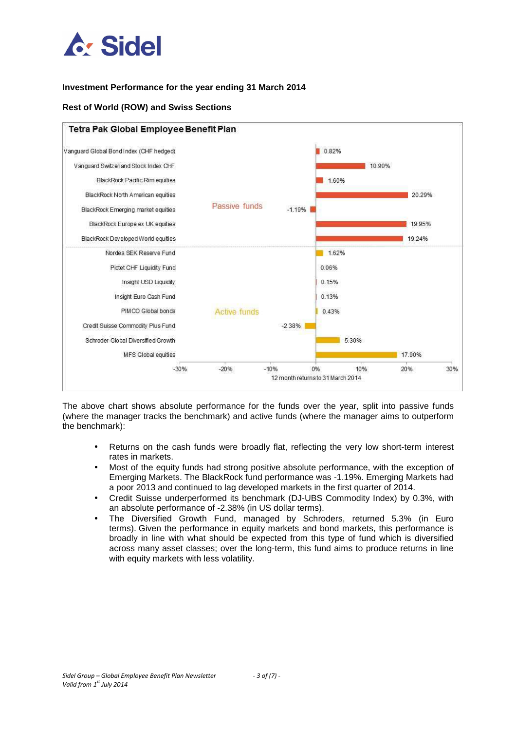**Investment Performance for the year ending 31 March 2014**

**Rest of World (ROW) and Swiss Sections**

**Tetra Pak Global Employee Benefit Plan**

| Fund | Type | 12 month returns to 31 March 2014 |
|---|---|---|
| Vanguard Global Bond Index (CHF hedged) | Passive funds | 0.82% |
| Vanguard Switzerland Stock Index CHF | Passive funds | 10.90% |
| BlackRock Pacific Rim equities | Passive funds | 1.60% |
| BlackRock North American equities | Passive funds | 20.29% |
| BlackRock Emerging market equities | Passive funds | -1.19% |
| BlackRock Europe ex UK equities | Passive funds | 19.95% |
| BlackRock Developed World equities | Passive funds | 19.24% |
| Nordea SEK Reserve Fund | Active funds | 1.62% |
| Pictet CHF Liquidity Fund | Active funds | 0.06% |
| Insight USD Liquidity | Active funds | 0.15% |
| Insight Euro Cash Fund | Active funds | 0.13% |
| PIMCO Global bonds | Active funds | 0.43% |
| Credit Suisse Commodity Plus Fund | Active funds | -2.38% |
| Schroder Global Diversified Growth | Active funds | 5.30% |
| MFS Global equities | Active funds | 17.90% |

The above chart shows absolute performance for the funds over the year, split into passive funds (where the manager tracks the benchmark) and active funds (where the manager aims to outperform the benchmark):

- Returns on the cash funds were broadly flat, reflecting the very low short-term interest rates in markets.
- Most of the equity funds had strong positive absolute performance, with the exception of Emerging Markets. The BlackRock fund performance was -1.19%. Emerging Markets had a poor 2013 and continued to lag developed markets in the first quarter of 2014.
- Credit Suisse underperformed its benchmark (DJ-UBS Commodity Index) by 0.3%, with an absolute performance of -2.38% (in US dollar terms).
- The Diversified Growth Fund, managed by Schroders, returned 5.3% (in Euro terms). Given the performance in equity markets and bond markets, this performance is broadly in line with what should be expected from this type of fund which is diversified across many asset classes; over the long-term, this fund aims to produce returns in line with equity markets with less volatility.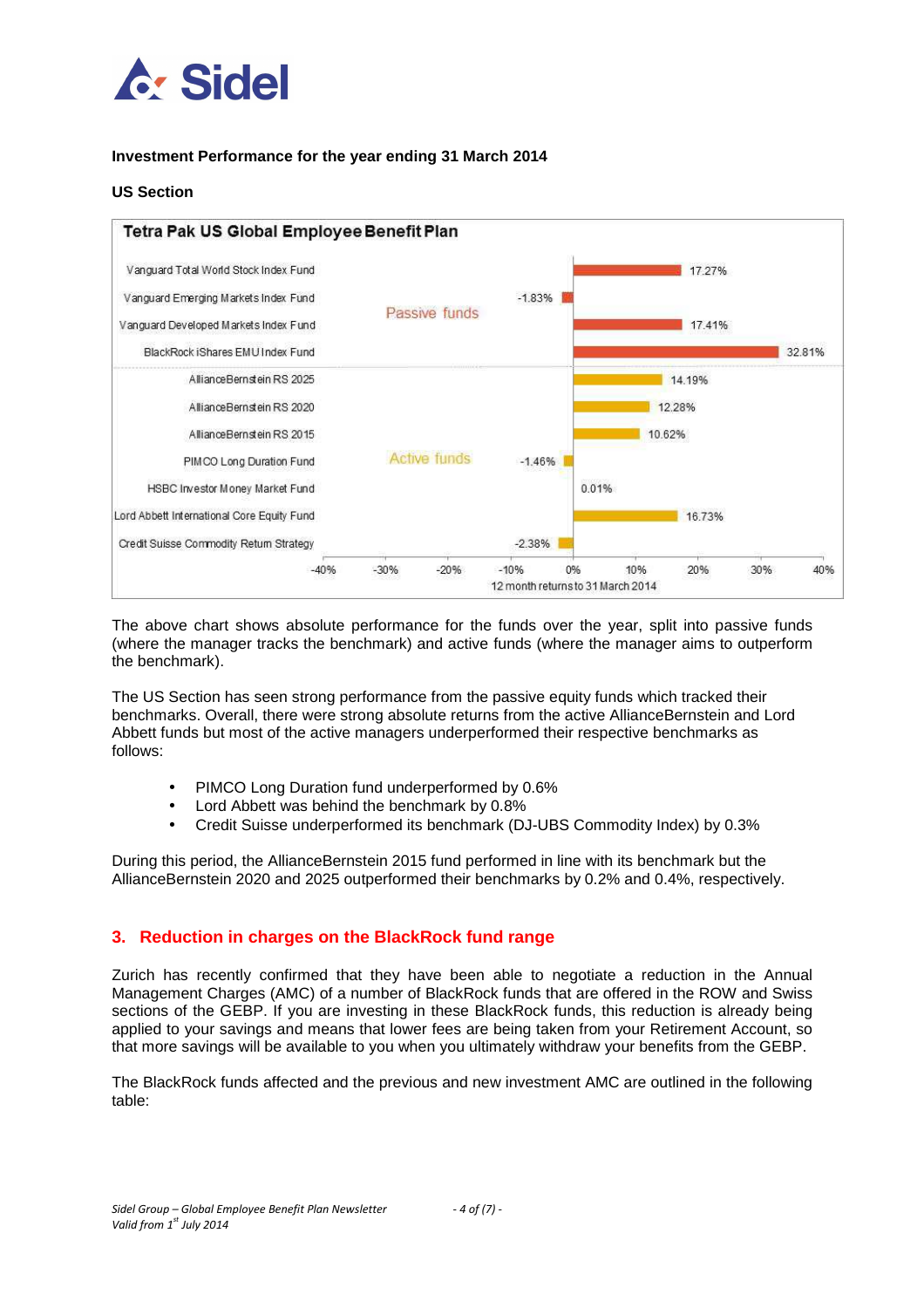**Investment Performance for the year ending 31 March 2014**

**US Section**

**Tetra Pak US Global Employee Benefit Plan**

| Fund | Type | 12 month returns to 31 March 2014 |
|---|---|---|
| Vanguard Total World Stock Index Fund | Passive funds | 17.27% |
| Vanguard Emerging Markets Index Fund | Passive funds | -1.83% |
| Vanguard Developed Markets Index Fund | Passive funds | 17.41% |
| BlackRock iShares EMU Index Fund | Passive funds | 32.81% |
| AllianceBernstein RS 2025 | Active funds | 14.19% |
| AllianceBernstein RS 2020 | Active funds | 12.28% |
| AllianceBernstein RS 2015 | Active funds | 10.62% |
| PIMCO Long Duration Fund | Active funds | -1.46% |
| HSBC Investor Money Market Fund | Active funds | 0.01% |
| Lord Abbett International Core Equity Fund | Active funds | 16.73% |
| Credit Suisse Commodity Return Strategy | Active funds | -2.38% |

The above chart shows absolute performance for the funds over the year, split into passive funds (where the manager tracks the benchmark) and active funds (where the manager aims to outperform the benchmark).

The US Section has seen strong performance from the passive equity funds which tracked their benchmarks. Overall, there were strong absolute returns from the active AllianceBernstein and Lord Abbett funds but most of the active managers underperformed their respective benchmarks as follows:

- PIMCO Long Duration fund underperformed by 0.6%
- Lord Abbett was behind the benchmark by 0.8%
- Credit Suisse underperformed its benchmark (DJ-UBS Commodity Index) by 0.3%

During this period, the AllianceBernstein 2015 fund performed in line with its benchmark but the AllianceBernstein 2020 and 2025 outperformed their benchmarks by 0.2% and 0.4%, respectively.

## 3. Reduction in charges on the BlackRock fund range

Zurich has recently confirmed that they have been able to negotiate a reduction in the Annual Management Charges (AMC) of a number of BlackRock funds that are offered in the ROW and Swiss sections of the GEBP. If you are investing in these BlackRock funds, this reduction is already being applied to your savings and means that lower fees are being taken from your Retirement Account, so that more savings will be available to you when you ultimately withdraw your benefits from the GEBP.

The BlackRock funds affected and the previous and new investment AMC are outlined in the following table: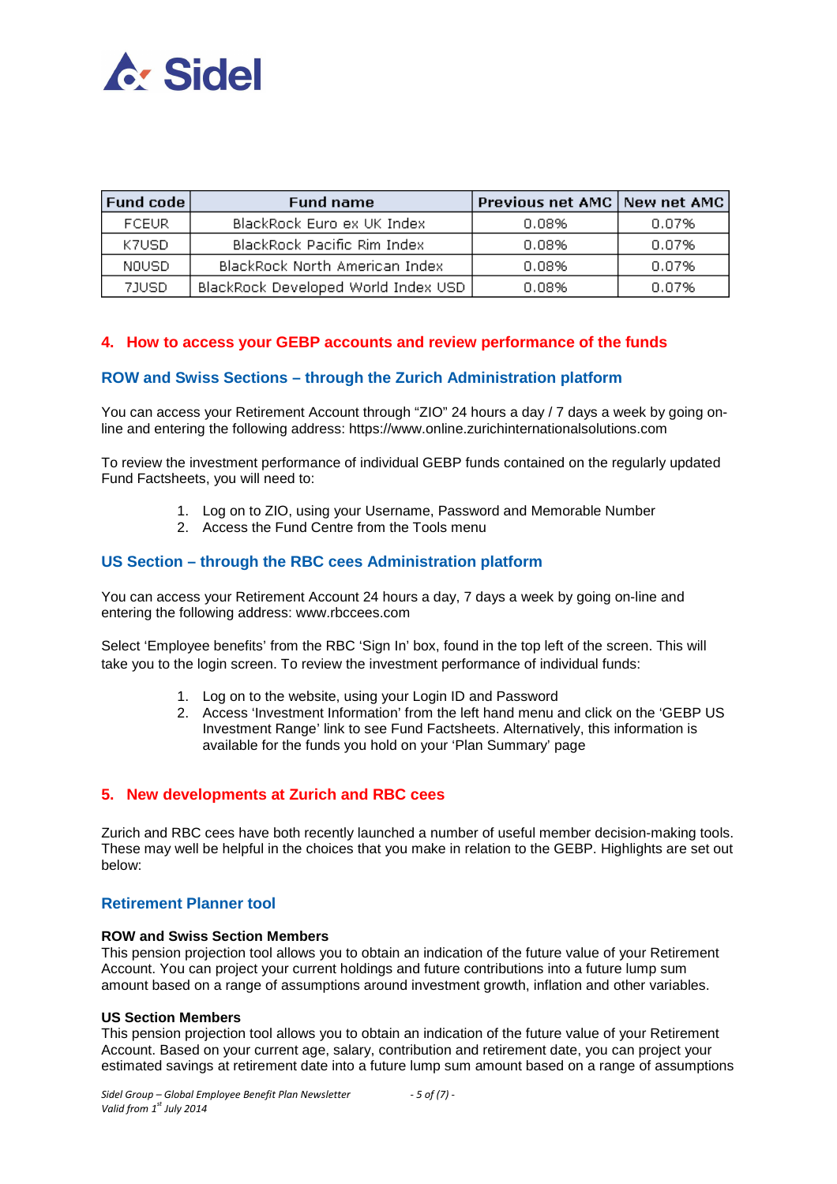| Fund code | Fund name | Previous net AMC | New net AMC |
|---|---|---|---|
| FCEUR | BlackRock Euro ex UK Index | 0.08% | 0.07% |
| K7USD | BlackRock Pacific Rim Index | 0.08% | 0.07% |
| N0USD | BlackRock North American Index | 0.08% | 0.07% |
| 7JUSD | BlackRock Developed World Index USD | 0.08% | 0.07% |

## 4. How to access your GEBP accounts and review performance of the funds

### ROW and Swiss Sections – through the Zurich Administration platform

You can access your Retirement Account through "ZIO" 24 hours a day / 7 days a week by going on-line and entering the following address: https://www.online.zurichinternationalsolutions.com

To review the investment performance of individual GEBP funds contained on the regularly updated Fund Factsheets, you will need to:

1. Log on to ZIO, using your Username, Password and Memorable Number
2. Access the Fund Centre from the Tools menu

### US Section – through the RBC cees Administration platform

You can access your Retirement Account 24 hours a day, 7 days a week by going on-line and entering the following address: www.rbccees.com

Select 'Employee benefits' from the RBC 'Sign In' box, found in the top left of the screen. This will take you to the login screen. To review the investment performance of individual funds:

1. Log on to the website, using your Login ID and Password
2. Access 'Investment Information' from the left hand menu and click on the 'GEBP US Investment Range' link to see Fund Factsheets. Alternatively, this information is available for the funds you hold on your 'Plan Summary' page

## 5. New developments at Zurich and RBC cees

Zurich and RBC cees have both recently launched a number of useful member decision-making tools. These may well be helpful in the choices that you make in relation to the GEBP. Highlights are set out below:

### Retirement Planner tool

**ROW and Swiss Section Members**
This pension projection tool allows you to obtain an indication of the future value of your Retirement Account. You can project your current holdings and future contributions into a future lump sum amount based on a range of assumptions around investment growth, inflation and other variables.

**US Section Members**
This pension projection tool allows you to obtain an indication of the future value of your Retirement Account. Based on your current age, salary, contribution and retirement date, you can project your estimated savings at retirement date into a future lump sum amount based on a range of assumptions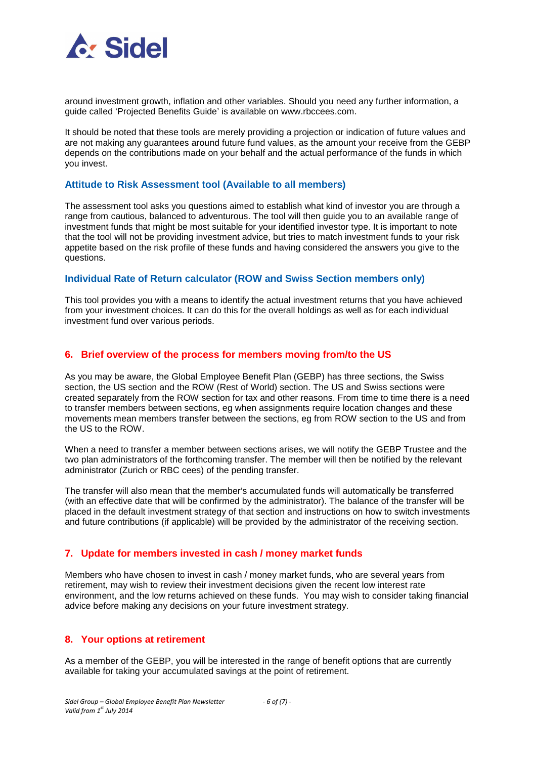around investment growth, inflation and other variables. Should you need any further information, a guide called 'Projected Benefits Guide' is available on www.rbccees.com.

It should be noted that these tools are merely providing a projection or indication of future values and are not making any guarantees around future fund values, as the amount your receive from the GEBP depends on the contributions made on your behalf and the actual performance of the funds in which you invest.

### Attitude to Risk Assessment tool (Available to all members)

The assessment tool asks you questions aimed to establish what kind of investor you are through a range from cautious, balanced to adventurous. The tool will then guide you to an available range of investment funds that might be most suitable for your identified investor type. It is important to note that the tool will not be providing investment advice, but tries to match investment funds to your risk appetite based on the risk profile of these funds and having considered the answers you give to the questions.

### Individual Rate of Return calculator (ROW and Swiss Section members only)

This tool provides you with a means to identify the actual investment returns that you have achieved from your investment choices. It can do this for the overall holdings as well as for each individual investment fund over various periods.

## 6. Brief overview of the process for members moving from/to the US

As you may be aware, the Global Employee Benefit Plan (GEBP) has three sections, the Swiss section, the US section and the ROW (Rest of World) section. The US and Swiss sections were created separately from the ROW section for tax and other reasons. From time to time there is a need to transfer members between sections, eg when assignments require location changes and these movements mean members transfer between the sections, eg from ROW section to the US and from the US to the ROW.

When a need to transfer a member between sections arises, we will notify the GEBP Trustee and the two plan administrators of the forthcoming transfer. The member will then be notified by the relevant administrator (Zurich or RBC cees) of the pending transfer.

The transfer will also mean that the member's accumulated funds will automatically be transferred (with an effective date that will be confirmed by the administrator). The balance of the transfer will be placed in the default investment strategy of that section and instructions on how to switch investments and future contributions (if applicable) will be provided by the administrator of the receiving section.

## 7. Update for members invested in cash / money market funds

Members who have chosen to invest in cash / money market funds, who are several years from retirement, may wish to review their investment decisions given the recent low interest rate environment, and the low returns achieved on these funds. You may wish to consider taking financial advice before making any decisions on your future investment strategy.

## 8. Your options at retirement

As a member of the GEBP, you will be interested in the range of benefit options that are currently available for taking your accumulated savings at the point of retirement.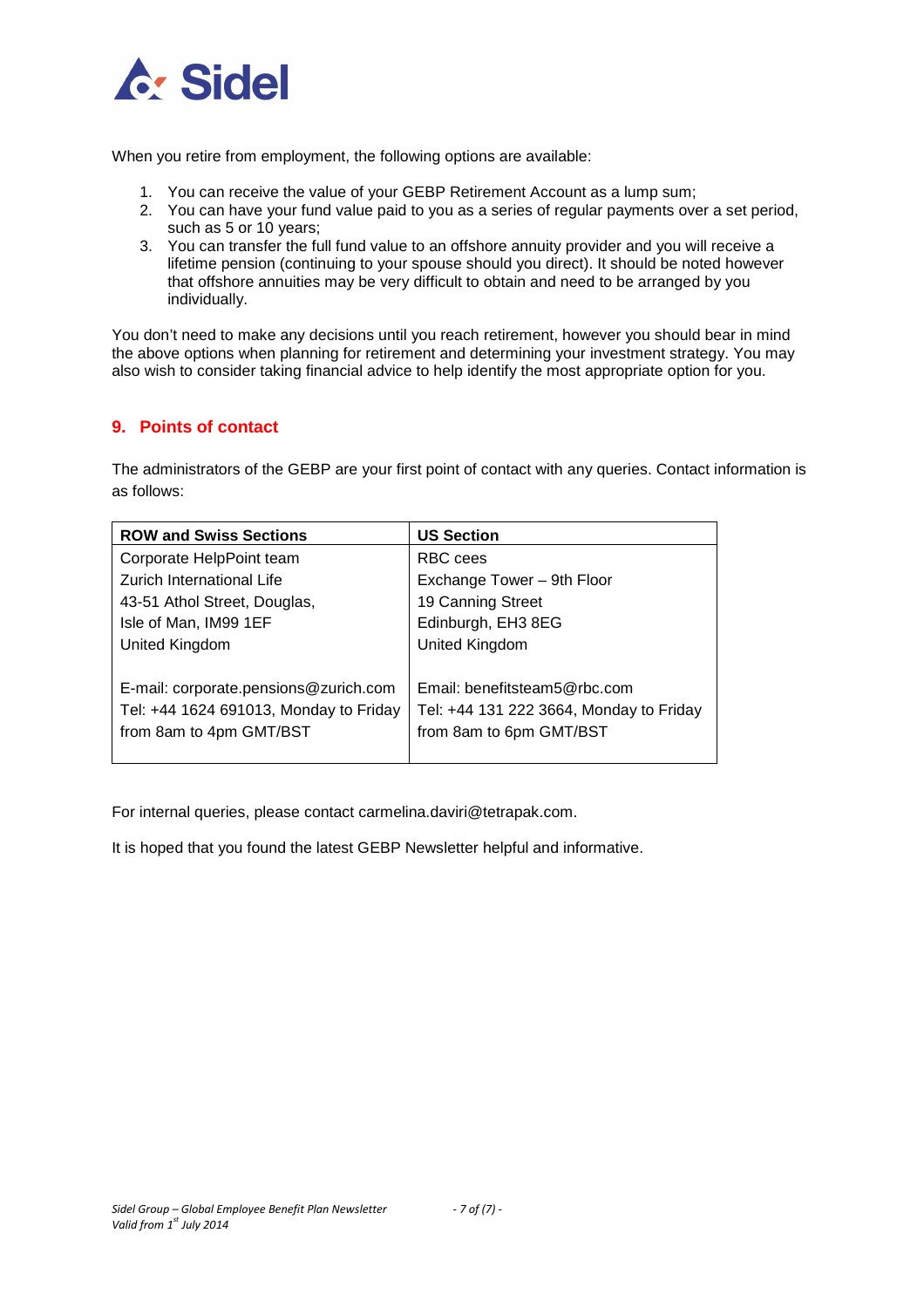When you retire from employment, the following options are available:

1. You can receive the value of your GEBP Retirement Account as a lump sum;
2. You can have your fund value paid to you as a series of regular payments over a set period, such as 5 or 10 years;
3. You can transfer the full fund value to an offshore annuity provider and you will receive a lifetime pension (continuing to your spouse should you direct). It should be noted however that offshore annuities may be very difficult to obtain and need to be arranged by you individually.

You don't need to make any decisions until you reach retirement, however you should bear in mind the above options when planning for retirement and determining your investment strategy. You may also wish to consider taking financial advice to help identify the most appropriate option for you.

## 9. Points of contact

The administrators of the GEBP are your first point of contact with any queries. Contact information is as follows:

| ROW and Swiss Sections | US Section |
|---|---|
| Corporate HelpPoint team<br>Zurich International Life<br>43-51 Athol Street, Douglas,<br>Isle of Man, IM99 1EF<br>United Kingdom<br><br>E-mail: corporate.pensions@zurich.com<br>Tel: +44 1624 691013, Monday to Friday from 8am to 4pm GMT/BST | RBC cees<br>Exchange Tower – 9th Floor<br>19 Canning Street<br>Edinburgh, EH3 8EG<br>United Kingdom<br><br>Email: benefitsteam5@rbc.com<br>Tel: +44 131 222 3664, Monday to Friday from 8am to 6pm GMT/BST |

For internal queries, please contact carmelina.daviri@tetrapak.com.

It is hoped that you found the latest GEBP Newsletter helpful and informative.